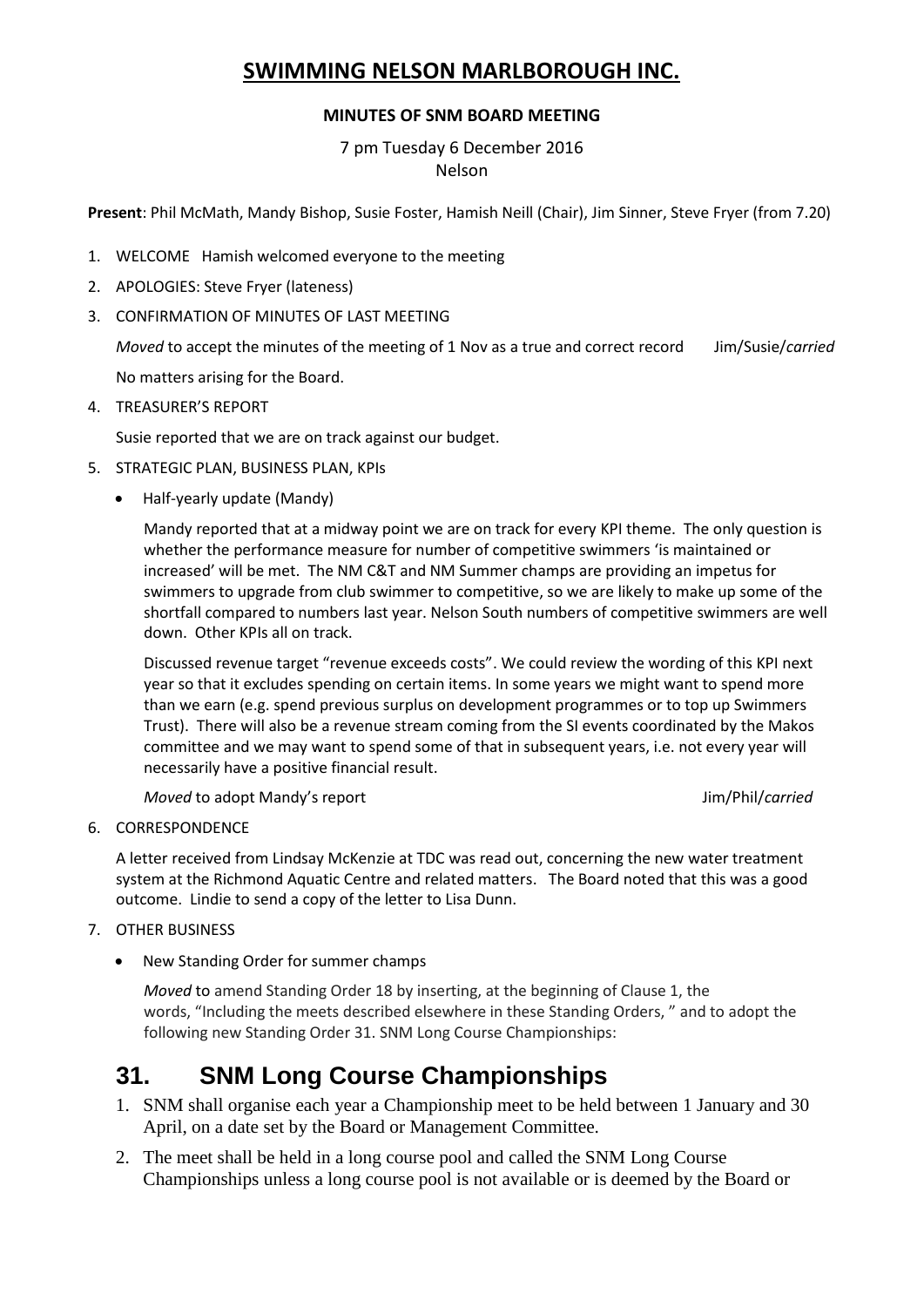# SWIMMING NELSON MARLBOROUGH INC.

**MINUTES OF SNM BOARD MEETING**

7 pm Tuesday 6 December 2016
Nelson

**Present**: Phil McMath, Mandy Bishop, Susie Foster, Hamish Neill (Chair), Jim Sinner, Steve Fryer (from 7.20)

1. WELCOME Hamish welcomed everyone to the meeting
2. APOLOGIES: Steve Fryer (lateness)
3. CONFIRMATION OF MINUTES OF LAST MEETING

   *Moved* to accept the minutes of the meeting of 1 Nov as a true and correct record Jim/Susie/*carried*

   No matters arising for the Board.

4. TREASURER'S REPORT

   Susie reported that we are on track against our budget.

5. STRATEGIC PLAN, BUSINESS PLAN, KPIs

   - Half-yearly update (Mandy)

     Mandy reported that at a midway point we are on track for every KPI theme. The only question is whether the performance measure for number of competitive swimmers 'is maintained or increased' will be met. The NM C&T and NM Summer champs are providing an impetus for swimmers to upgrade from club swimmer to competitive, so we are likely to make up some of the shortfall compared to numbers last year. Nelson South numbers of competitive swimmers are well down. Other KPIs all on track.

     Discussed revenue target "revenue exceeds costs". We could review the wording of this KPI next year so that it excludes spending on certain items. In some years we might want to spend more than we earn (e.g. spend previous surplus on development programmes or to top up Swimmers Trust). There will also be a revenue stream coming from the SI events coordinated by the Makos committee and we may want to spend some of that in subsequent years, i.e. not every year will necessarily have a positive financial result.

     *Moved* to adopt Mandy's report Jim/Phil/*carried*

6. CORRESPONDENCE

   A letter received from Lindsay McKenzie at TDC was read out, concerning the new water treatment system at the Richmond Aquatic Centre and related matters. The Board noted that this was a good outcome. Lindie to send a copy of the letter to Lisa Dunn.

7. OTHER BUSINESS

   - New Standing Order for summer champs

     *Moved* to amend Standing Order 18 by inserting, at the beginning of Clause 1, the words, "Including the meets described elsewhere in these Standing Orders, " and to adopt the following new Standing Order 31. SNM Long Course Championships:

## 31. SNM Long Course Championships

1. SNM shall organise each year a Championship meet to be held between 1 January and 30 April, on a date set by the Board or Management Committee.
2. The meet shall be held in a long course pool and called the SNM Long Course Championships unless a long course pool is not available or is deemed by the Board or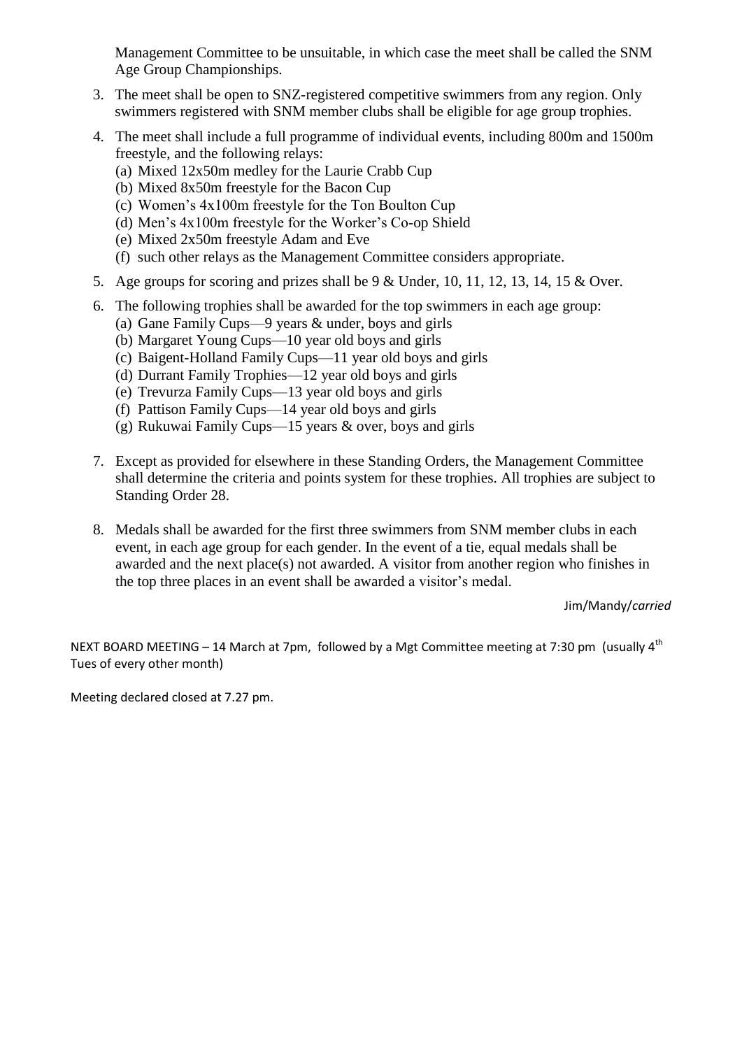Management Committee to be unsuitable, in which case the meet shall be called the SNM Age Group Championships.

3. The meet shall be open to SNZ-registered competitive swimmers from any region. Only swimmers registered with SNM member clubs shall be eligible for age group trophies.
4. The meet shall include a full programme of individual events, including 800m and 1500m freestyle, and the following relays:
   (a) Mixed 12x50m medley for the Laurie Crabb Cup
   (b) Mixed 8x50m freestyle for the Bacon Cup
   (c) Women's 4x100m freestyle for the Ton Boulton Cup
   (d) Men's 4x100m freestyle for the Worker's Co-op Shield
   (e) Mixed 2x50m freestyle Adam and Eve
   (f) such other relays as the Management Committee considers appropriate.
5. Age groups for scoring and prizes shall be 9 & Under, 10, 11, 12, 13, 14, 15 & Over.
6. The following trophies shall be awarded for the top swimmers in each age group:
   (a) Gane Family Cups—9 years & under, boys and girls
   (b) Margaret Young Cups—10 year old boys and girls
   (c) Baigent-Holland Family Cups—11 year old boys and girls
   (d) Durrant Family Trophies—12 year old boys and girls
   (e) Trevurza Family Cups—13 year old boys and girls
   (f) Pattison Family Cups—14 year old boys and girls
   (g) Rukuwai Family Cups—15 years & over, boys and girls
7. Except as provided for elsewhere in these Standing Orders, the Management Committee shall determine the criteria and points system for these trophies. All trophies are subject to Standing Order 28.
8. Medals shall be awarded for the first three swimmers from SNM member clubs in each event, in each age group for each gender. In the event of a tie, equal medals shall be awarded and the next place(s) not awarded. A visitor from another region who finishes in the top three places in an event shall be awarded a visitor's medal.

Jim/Mandy/*carried*

NEXT BOARD MEETING – 14 March at 7pm, followed by a Mgt Committee meeting at 7:30 pm (usually 4th Tues of every other month)

Meeting declared closed at 7.27 pm.